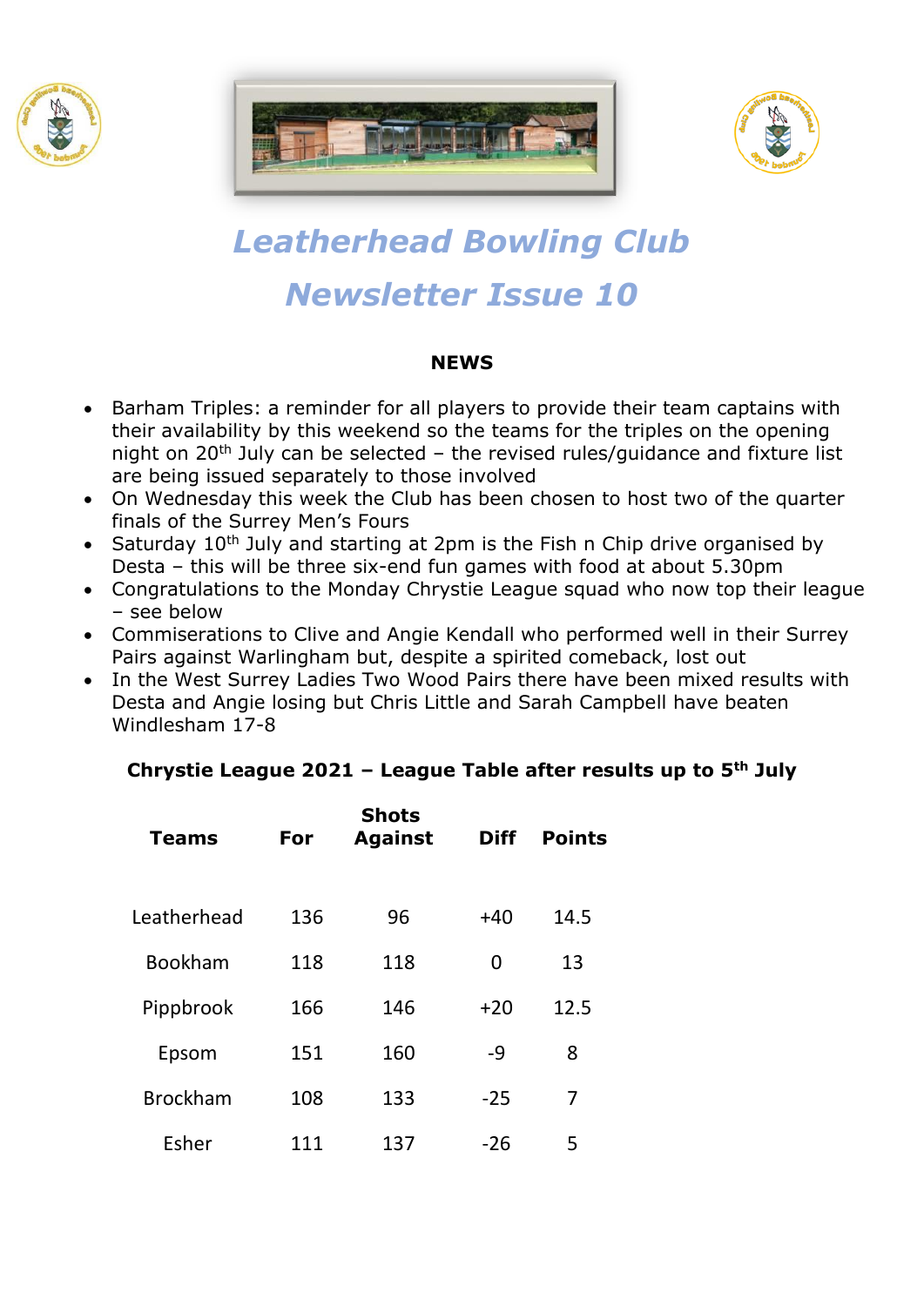# Leatherhead Bowling Club

# Newsletter Issue 10

## NEWS

- Barham Triples: a reminder for all players to provide their team captains with their availability by this weekend so the teams for the triples on the opening night on 20th July can be selected – the revised rules/guidance and fixture list are being issued separately to those involved
- On Wednesday this week the Club has been chosen to host two of the quarter finals of the Surrey Men's Fours
- Saturday 10th July and starting at 2pm is the Fish n Chip drive organised by Desta – this will be three six-end fun games with food at about 5.30pm
- Congratulations to the Monday Chrystie League squad who now top their league – see below
- Commiserations to Clive and Angie Kendall who performed well in their Surrey Pairs against Warlingham but, despite a spirited comeback, lost out
- In the West Surrey Ladies Two Wood Pairs there have been mixed results with Desta and Angie losing but Chris Little and Sarah Campbell have beaten Windlesham 17-8

**Chrystie League 2021 – League Table after results up to 5th July**

| Teams | Shots | | Diff | Points |
|---|---|---|---|---|
| | For | Against | | |
| Leatherhead | 136 | 96 | +40 | 14.5 |
| Bookham | 118 | 118 | 0 | 13 |
| Pippbrook | 166 | 146 | +20 | 12.5 |
| Epsom | 151 | 160 | -9 | 8 |
| Brockham | 108 | 133 | -25 | 7 |
| Esher | 111 | 137 | -26 | 5 |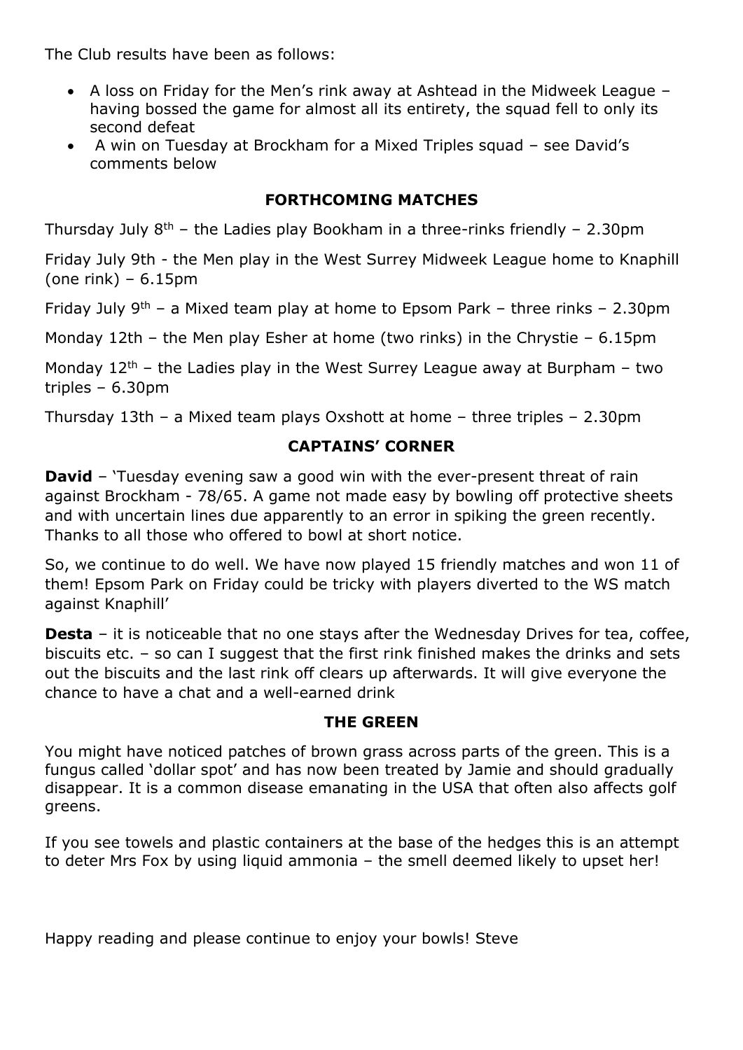The Club results have been as follows:

- A loss on Friday for the Men's rink away at Ashtead in the Midweek League – having bossed the game for almost all its entirety, the squad fell to only its second defeat
- A win on Tuesday at Brockham for a Mixed Triples squad – see David's comments below

## FORTHCOMING MATCHES

Thursday July 8th – the Ladies play Bookham in a three-rinks friendly – 2.30pm

Friday July 9th - the Men play in the West Surrey Midweek League home to Knaphill (one rink) – 6.15pm

Friday July 9th – a Mixed team play at home to Epsom Park – three rinks – 2.30pm

Monday 12th – the Men play Esher at home (two rinks) in the Chrystie – 6.15pm

Monday 12th – the Ladies play in the West Surrey League away at Burpham – two triples – 6.30pm

Thursday 13th – a Mixed team plays Oxshott at home – three triples – 2.30pm

## CAPTAINS' CORNER

**David** – 'Tuesday evening saw a good win with the ever-present threat of rain against Brockham - 78/65. A game not made easy by bowling off protective sheets and with uncertain lines due apparently to an error in spiking the green recently. Thanks to all those who offered to bowl at short notice.

So, we continue to do well. We have now played 15 friendly matches and won 11 of them! Epsom Park on Friday could be tricky with players diverted to the WS match against Knaphill'

**Desta** – it is noticeable that no one stays after the Wednesday Drives for tea, coffee, biscuits etc. – so can I suggest that the first rink finished makes the drinks and sets out the biscuits and the last rink off clears up afterwards. It will give everyone the chance to have a chat and a well-earned drink

## THE GREEN

You might have noticed patches of brown grass across parts of the green. This is a fungus called 'dollar spot' and has now been treated by Jamie and should gradually disappear. It is a common disease emanating in the USA that often also affects golf greens.

If you see towels and plastic containers at the base of the hedges this is an attempt to deter Mrs Fox by using liquid ammonia – the smell deemed likely to upset her!

Happy reading and please continue to enjoy your bowls! Steve